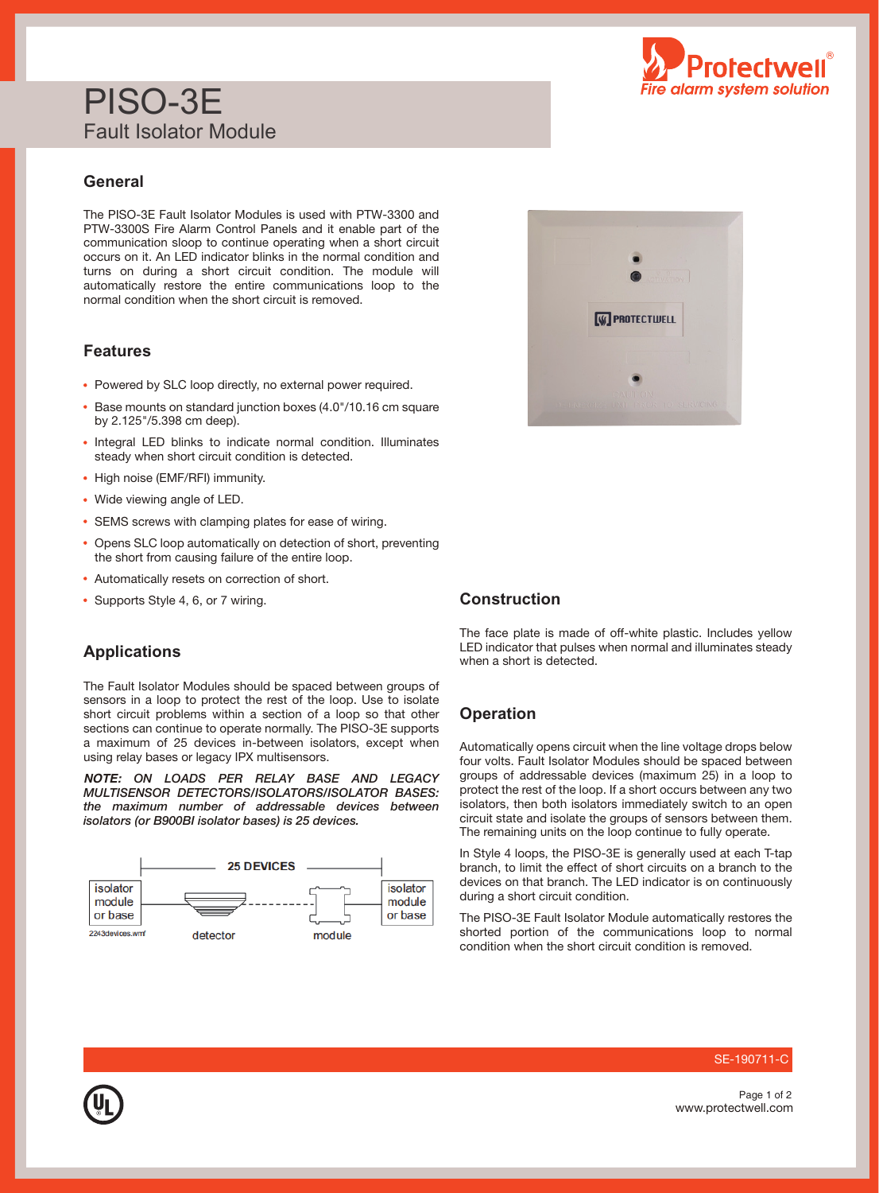# PISO-3E

## Fault Isolator Module

### General

The PISO-3E Fault Isolator Modules is used with PTW-3300 and PTW-3300S Fire Alarm Control Panels and it enable part of the communication sloop to continue operating when a short circuit occurs on it. An LED indicator blinks in the normal condition and turns on during a short circuit condition. The module will automatically restore the entire communications loop to the normal condition when the short circuit is removed.

### Features

- Powered by SLC loop directly, no external power required.
- Base mounts on standard junction boxes (4.0"/10.16 cm square by 2.125"/5.398 cm deep).
- Integral LED blinks to indicate normal condition. Illuminates steady when short circuit condition is detected.
- High noise (EMF/RFI) immunity.
- Wide viewing angle of LED.
- SEMS screws with clamping plates for ease of wiring.
- Opens SLC loop automatically on detection of short, preventing the short from causing failure of the entire loop.
- Automatically resets on correction of short.
- Supports Style 4, 6, or 7 wiring.

### Applications

The Fault Isolator Modules should be spaced between groups of sensors in a loop to protect the rest of the loop. Use to isolate short circuit problems within a section of a loop so that other sections can continue to operate normally. The PISO-3E supports a maximum of 25 devices in-between isolators, except when using relay bases or legacy IPX multisensors.

***NOTE: ON LOADS PER RELAY BASE AND LEGACY MULTISENSOR DETECTORS/ISOLATORS/ISOLATOR BASES: the maximum number of addressable devices between isolators (or B900BI isolator bases) is 25 devices.***

25 DEVICES

isolator module or base — detector — module — isolator module or base

2243devices.wmf

### Construction

The face plate is made of off-white plastic. Includes yellow LED indicator that pulses when normal and illuminates steady when a short is detected.

### Operation

Automatically opens circuit when the line voltage drops below four volts. Fault Isolator Modules should be spaced between groups of addressable devices (maximum 25) in a loop to protect the rest of the loop. If a short occurs between any two isolators, then both isolators immediately switch to an open circuit state and isolate the groups of sensors between them. The remaining units on the loop continue to fully operate.

In Style 4 loops, the PISO-3E is generally used at each T-tap branch, to limit the effect of short circuits on a branch to the devices on that branch. The LED indicator is on continuously during a short circuit condition.

The PISO-3E Fault Isolator Module automatically restores the shorted portion of the communications loop to normal condition when the short circuit condition is removed.

SE-190711-C

www.protectwell.com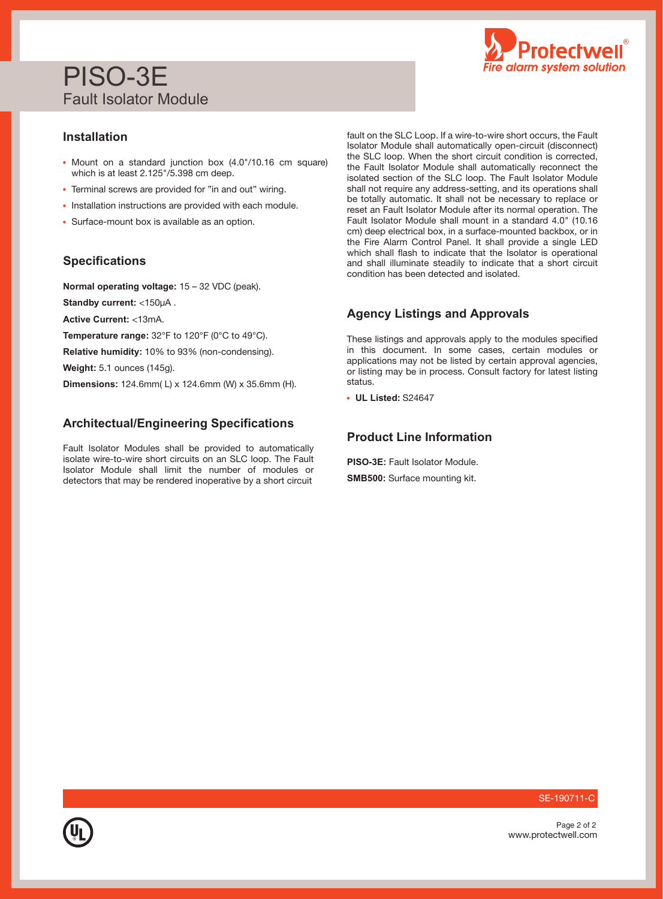# PISO-3E

Fault Isolator Module

## Installation

- Mount on a standard junction box (4.0"/10.16 cm square) which is at least 2.125"/5.398 cm deep.
- Terminal screws are provided for "in and out" wiring.
- Installation instructions are provided with each module.
- Surface-mount box is available as an option.

## Specifications

**Normal operating voltage:** 15 – 32 VDC (peak).

**Standby current:** <150µA .

**Active Current:** <13mA.

**Temperature range:** 32°F to 120°F (0°C to 49°C).

**Relative humidity:** 10% to 93% (non-condensing).

**Weight:** 5.1 ounces (145g).

**Dimensions:** 124.6mm( L) x 124.6mm (W) x 35.6mm (H).

## Architectual/Engineering Specifications

Fault Isolator Modules shall be provided to automatically isolate wire-to-wire short circuits on an SLC loop. The Fault Isolator Module shall limit the number of modules or detectors that may be rendered inoperative by a short circuit fault on the SLC Loop. If a wire-to-wire short occurs, the Fault Isolator Module shall automatically open-circuit (disconnect) the SLC loop. When the short circuit condition is corrected, the Fault Isolator Module shall automatically reconnect the isolated section of the SLC loop. The Fault Isolator Module shall not require any address-setting, and its operations shall be totally automatic. It shall not be necessary to replace or reset an Fault Isolator Module after its normal operation. The Fault Isolator Module shall mount in a standard 4.0" (10.16 cm) deep electrical box, in a surface-mounted backbox, or in the Fire Alarm Control Panel. It shall provide a single LED which shall flash to indicate that the Isolator is operational and shall illuminate steadily to indicate that a short circuit condition has been detected and isolated.

## Agency Listings and Approvals

These listings and approvals apply to the modules specified in this document. In some cases, certain modules or applications may not be listed by certain approval agencies, or listing may be in process. Consult factory for latest listing status.

- **UL Listed:** S24647

## Product Line Information

**PISO-3E:** Fault Isolator Module.

**SMB500:** Surface mounting kit.

SE-190711-C